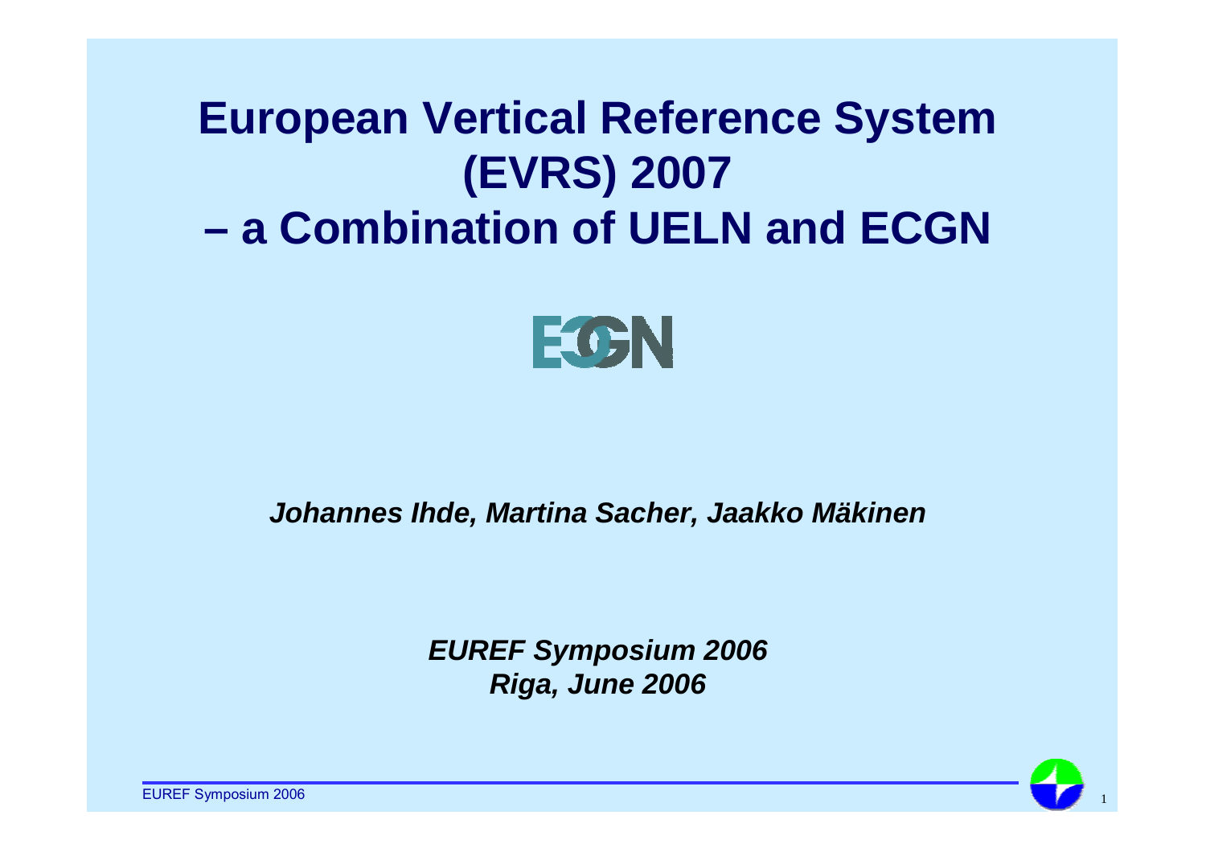# European Vertical Reference System (EVRS) 2007 – a Combination of UELN and ECGN

ECGN

***Johannes Ihde, Martina Sacher, Jaakko Mäkinen***

***EUREF Symposium 2006***
***Riga, June 2006***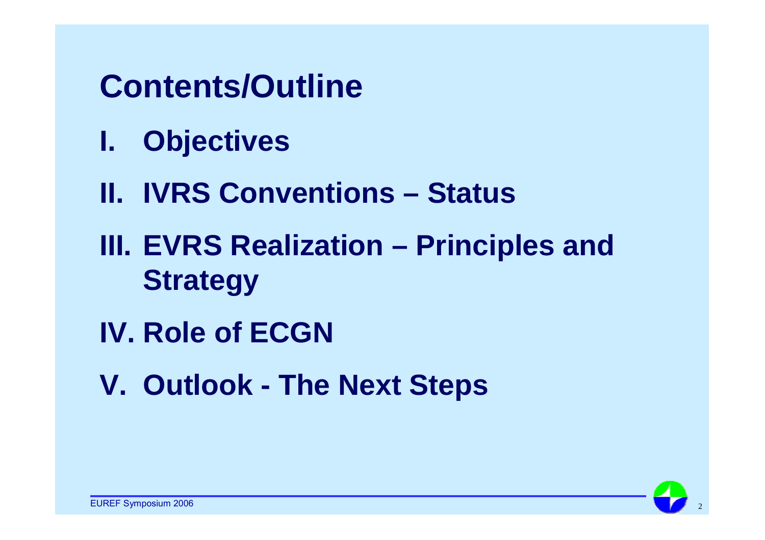# Contents/Outline

I. Objectives

II. IVRS Conventions – Status

III. EVRS Realization – Principles and Strategy

IV. Role of ECGN

V. Outlook - The Next Steps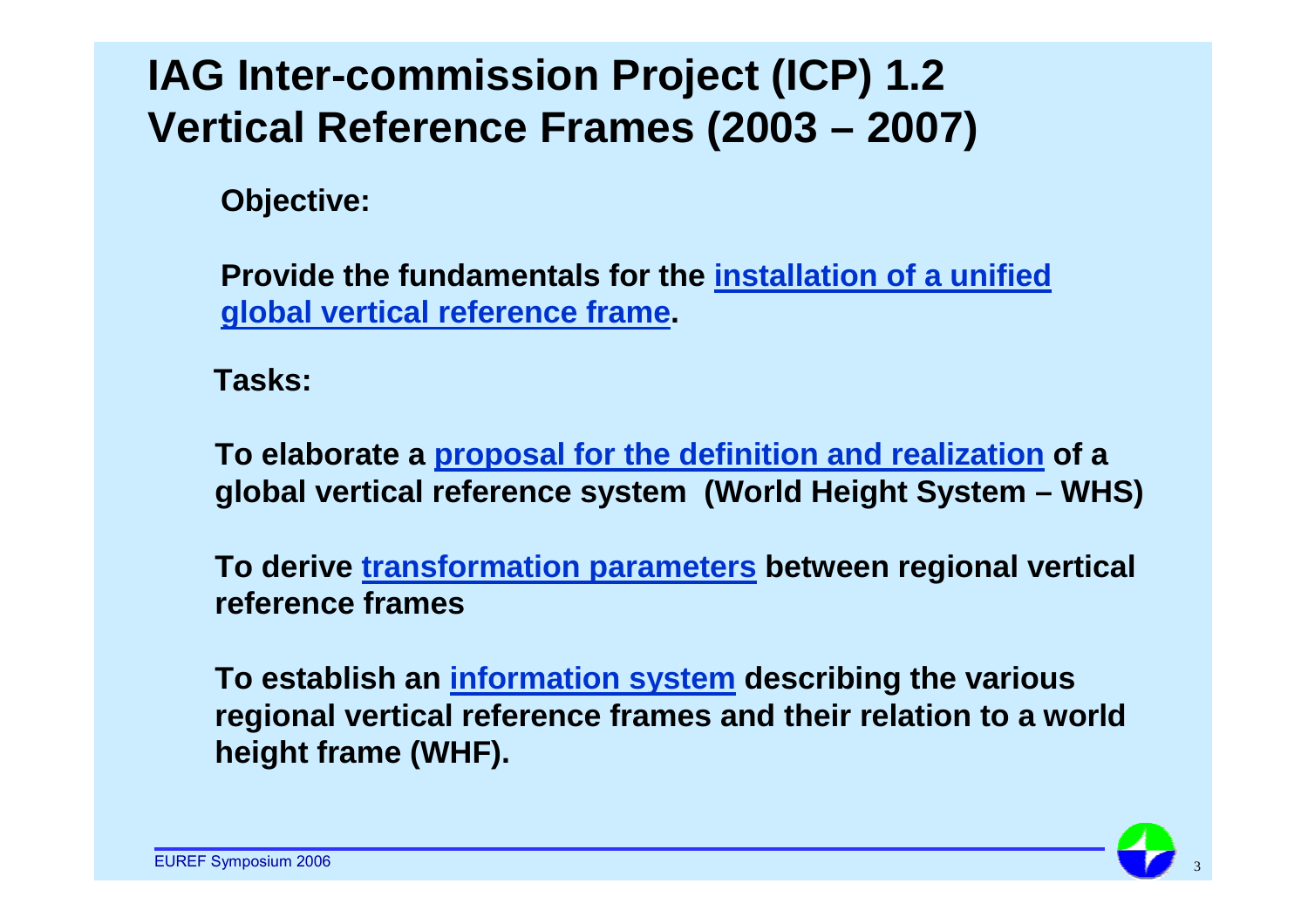# IAG Inter-commission Project (ICP) 1.2 Vertical Reference Frames (2003 – 2007)

**Objective:**

**Provide the fundamentals for the installation of a unified global vertical reference frame.**

**Tasks:**

**To elaborate a proposal for the definition and realization of a global vertical reference system (World Height System – WHS)**

**To derive transformation parameters between regional vertical reference frames**

**To establish an information system describing the various regional vertical reference frames and their relation to a world height frame (WHF).**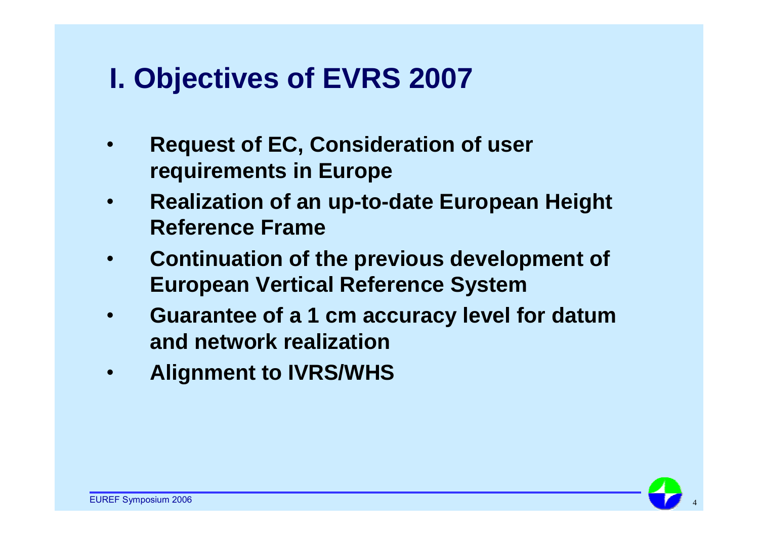# I. Objectives of EVRS 2007

- **Request of EC, Consideration of user requirements in Europe**
- **Realization of an up-to-date European Height Reference Frame**
- **Continuation of the previous development of European Vertical Reference System**
- **Guarantee of a 1 cm accuracy level for datum and network realization**
- **Alignment to IVRS/WHS**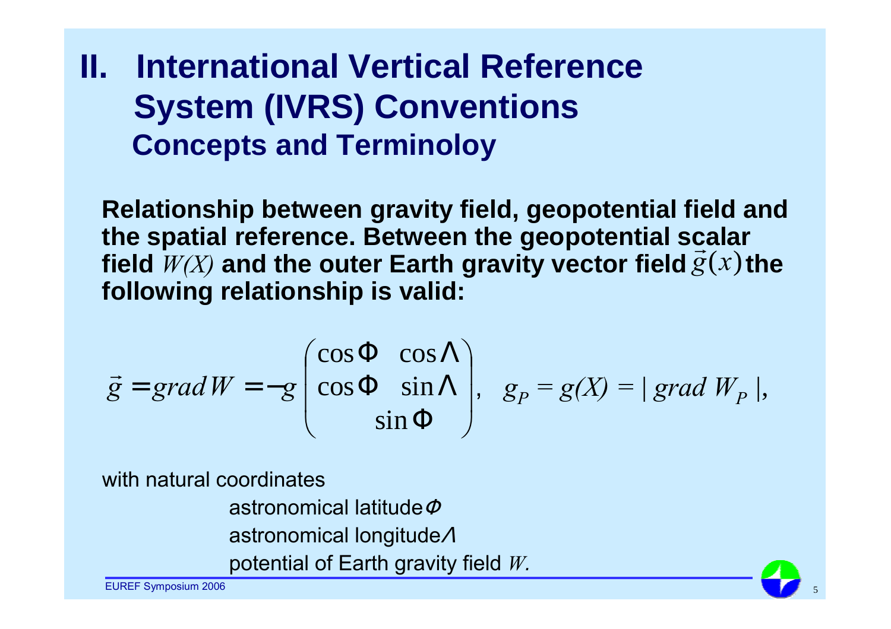# II. International Vertical Reference System (IVRS) Conventions

## Concepts and Terminoloy

**Relationship between gravity field, geopotential field and the spatial reference. Between the geopotential scalar field $W(X)$ and the outer Earth gravity vector field $\vec{g}(x)$ the following relationship is valid:**

$$\vec{g} = grad\,W = -g \begin{pmatrix} \cos\Phi & \cos\Lambda \\ \cos\Phi & \sin\Lambda \\ & \sin\Phi \end{pmatrix}, \quad g_P = g(X) = |\,grad\ W_P\,|,$$

with natural coordinates

astronomical latitude $\Phi$

astronomical longitude $\Lambda$

potential of Earth gravity field $W$.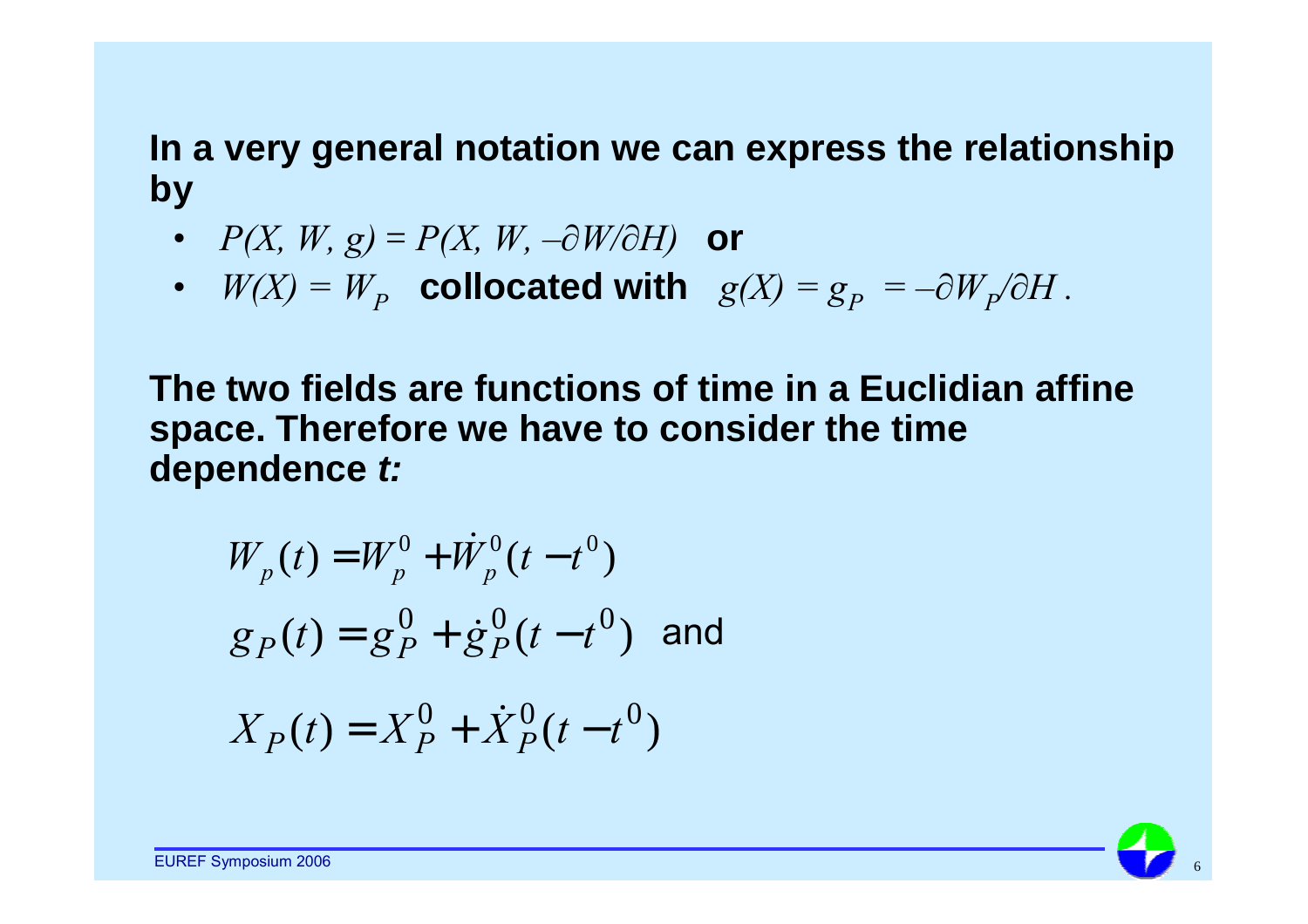**In a very general notation we can express the relationship by**

- $P(X, W, g) = P(X, W, -\partial W/\partial H)$ **or**
- $W(X) = W_P$ **collocated with** $g(X) = g_P = -\partial W_P/\partial H$ .

**The two fields are functions of time in a Euclidian affine space. Therefore we have to consider the time dependence *t:***

$$W_p(t) = W_p^0 + \dot{W}_p^0(t - t^0)$$

$$g_P(t) = g_P^0 + \dot{g}_P^0(t - t^0) \quad \text{and}$$

$$X_P(t) = X_P^0 + \dot{X}_P^0(t - t^0)$$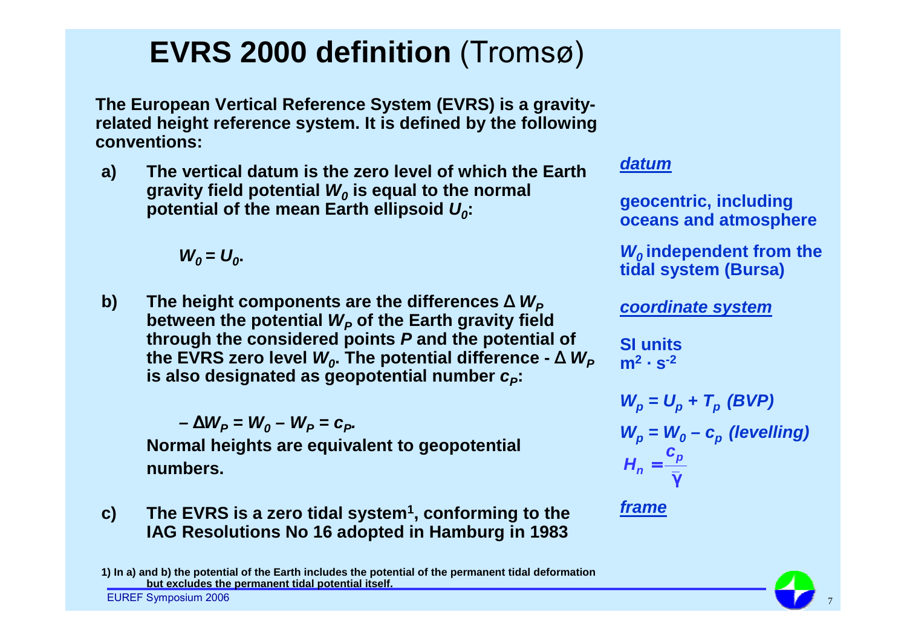# **EVRS 2000 definition** (Tromsø)

**The European Vertical Reference System (EVRS) is a gravity-related height reference system. It is defined by the following conventions:**

**a)** **The vertical datum is the zero level of which the Earth gravity field potential $W_0$ is equal to the normal potential of the mean Earth ellipsoid $U_0$:**

$$W_0 = U_0.$$

**b)** **The height components are the differences $\Delta W_P$ between the potential $W_P$ of the Earth gravity field through the considered points *P* and the potential of the EVRS zero level $W_0$. The potential difference - $\Delta W_P$ is also designated as geopotential number $c_P$:**

$$-\Delta W_P = W_0 - W_P = c_P.$$

**Normal heights are equivalent to geopotential numbers.**

**c)** **The EVRS is a zero tidal system[1], conforming to the IAG Resolutions No 16 adopted in Hamburg in 1983**

***datum***

**geocentric, including oceans and atmosphere**

**$W_0$ independent from the tidal system (Bursa)**

***coordinate system***

**SI units**
**$m^2 \cdot s^{-2}$**

$$W_p = U_p + T_p \text{ (BVP)}$$

$$W_p = W_0 - c_p \text{ (levelling)}$$

$$H_n = \frac{c_p}{\bar{\gamma}}$$

***frame***

**1) In a) and b) the potential of the Earth includes the potential of the permanent tidal deformation but excludes the permanent tidal potential itself.**

EUREF Symposium 2006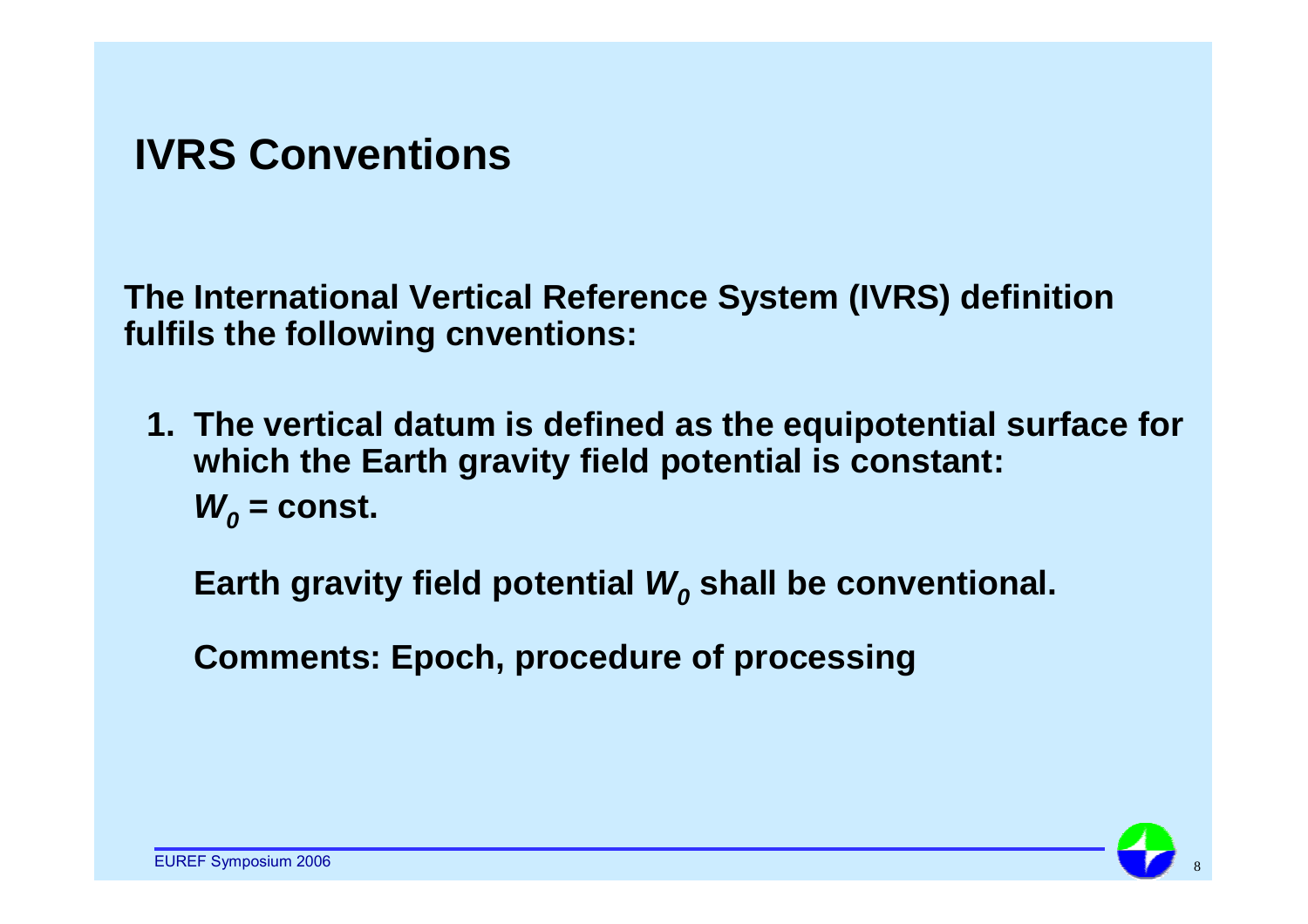# IVRS Conventions

**The International Vertical Reference System (IVRS) definition fulfils the following cnventions:**

1. **The vertical datum is defined as the equipotential surface for which the Earth gravity field potential is constant:**
   **$W_0$ = const.**

   **Earth gravity field potential $W_0$ shall be conventional.**

   **Comments: Epoch, procedure of processing**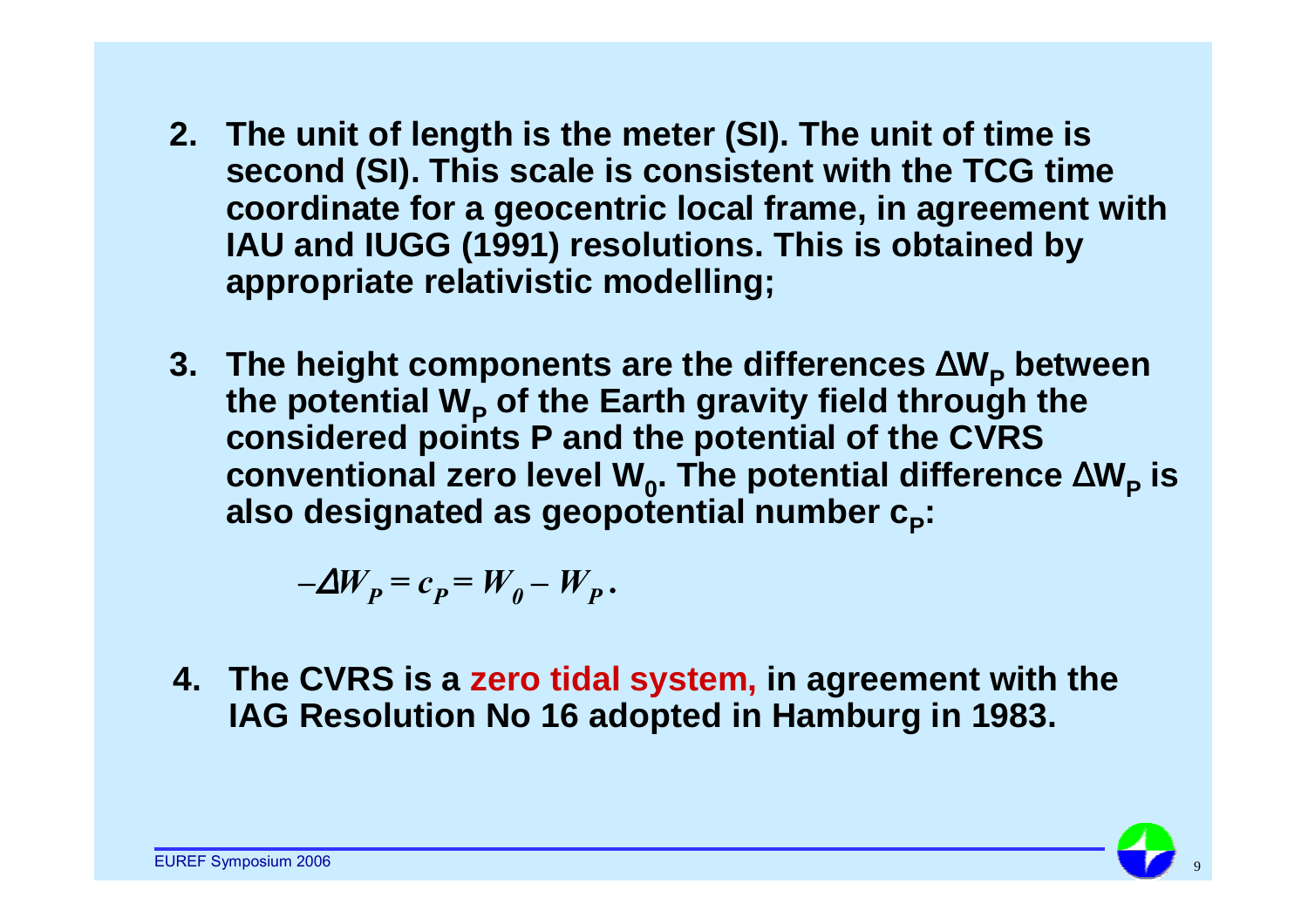2. **The unit of length is the meter (SI). The unit of time is second (SI). This scale is consistent with the TCG time coordinate for a geocentric local frame, in agreement with IAU and IUGG (1991) resolutions. This is obtained by appropriate relativistic modelling;**

3. **The height components are the differences $\Delta W_P$ between the potential $W_P$ of the Earth gravity field through the considered points P and the potential of the CVRS conventional zero level $W_0$. The potential difference $\Delta W_P$ is also designated as geopotential number $c_P$:**

$$-\Delta W_P = c_P = W_0 - W_P .$$

4. **The CVRS is a zero tidal system, in agreement with the IAG Resolution No 16 adopted in Hamburg in 1983.**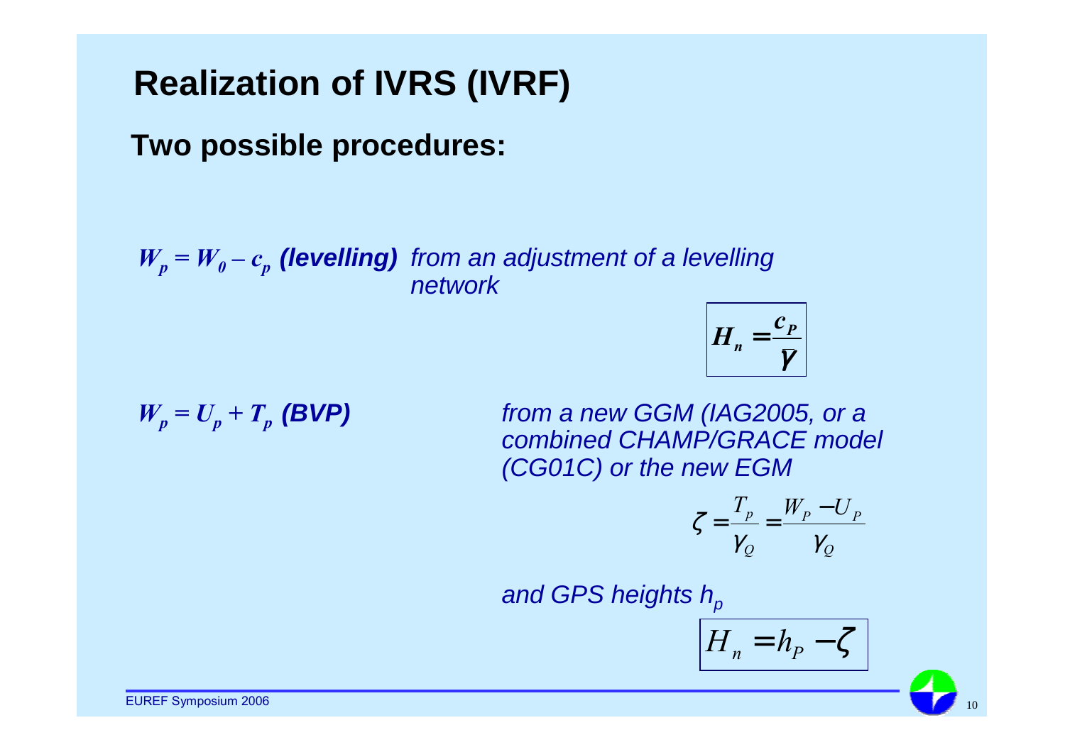# Realization of IVRS (IVRF)

## Two possible procedures:

$W_p = W_0 - c_p$ ***(levelling)*** *from an adjustment of a levelling network*

$$H_n = \frac{c_P}{\bar{\gamma}}$$

$W_p = U_p + T_p$ ***(BVP)*** *from a new GGM (IAG2005, or a combined CHAMP/GRACE model (CG01C) or the new EGM*

$$\zeta = \frac{T_P}{\gamma_Q} = \frac{W_P - U_P}{\gamma_Q}$$

*and GPS heights $h_p$*

$$H_n = h_P - \zeta$$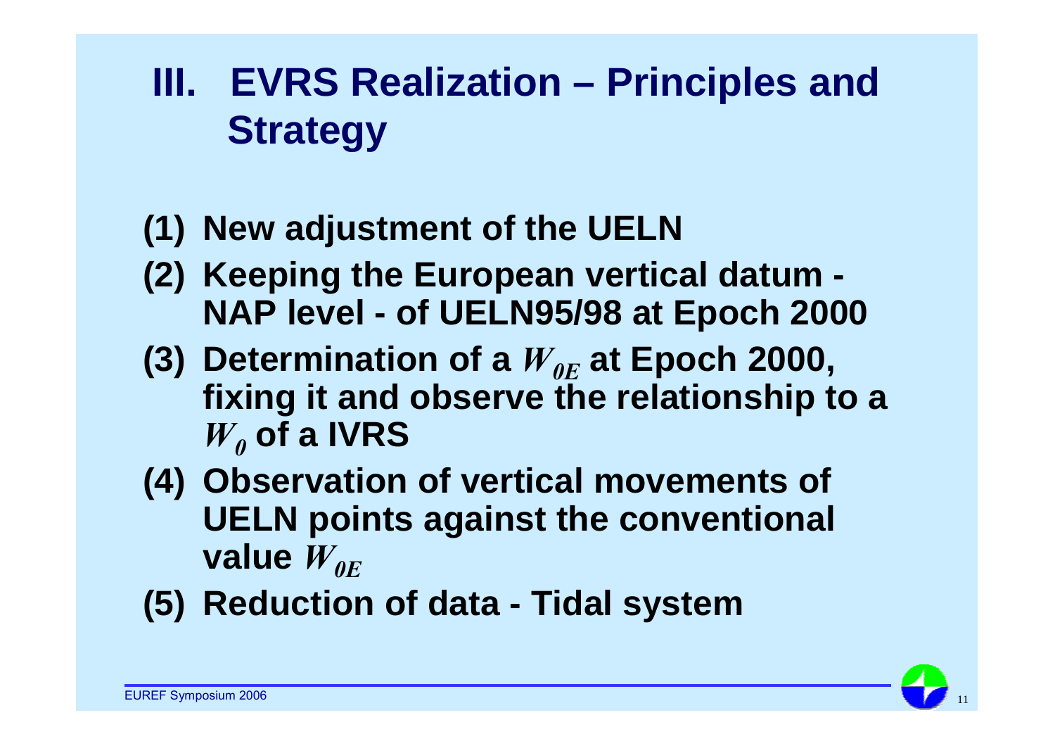# III. EVRS Realization – Principles and Strategy

(1) New adjustment of the UELN

(2) Keeping the European vertical datum - NAP level - of UELN95/98 at Epoch 2000

(3) Determination of a $W_{0E}$ at Epoch 2000, fixing it and observe the relationship to a $W_0$ of a IVRS

(4) Observation of vertical movements of UELN points against the conventional value $W_{0E}$

(5) Reduction of data - Tidal system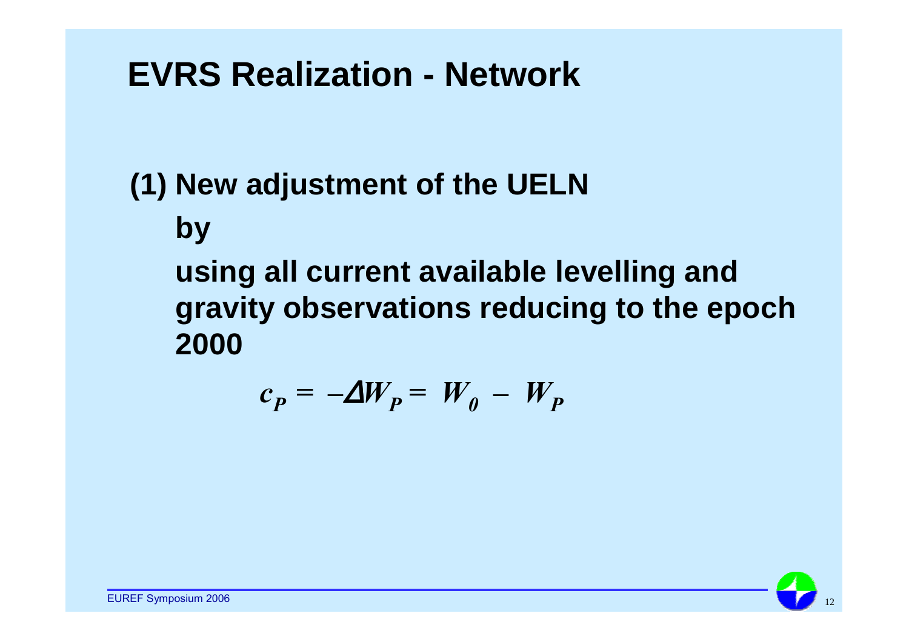# EVRS Realization - Network

**(1) New adjustment of the UELN**

**by**

**using all current available levelling and gravity observations reducing to the epoch 2000**

$$c_P = -\Delta W_P = W_0 - W_P$$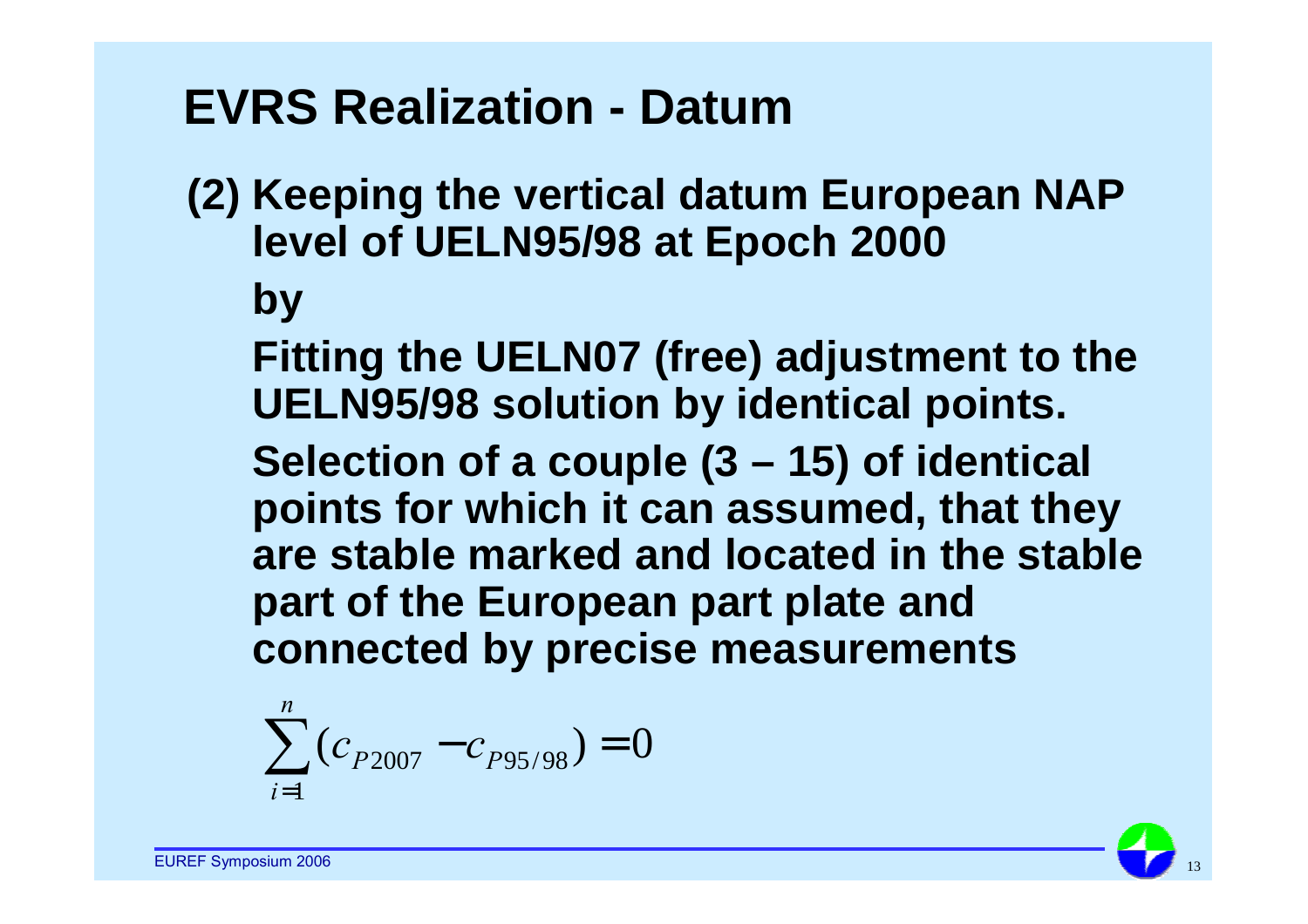# EVRS Realization - Datum

**(2) Keeping the vertical datum European NAP level of UELN95/98 at Epoch 2000**

**by**

**Fitting the UELN07 (free) adjustment to the UELN95/98 solution by identical points.**

**Selection of a couple (3 – 15) of identical points for which it can assumed, that they are stable marked and located in the stable part of the European part plate and connected by precise measurements**

$$\sum_{i=1}^{n}(c_{P2007} - c_{P95/98}) = 0$$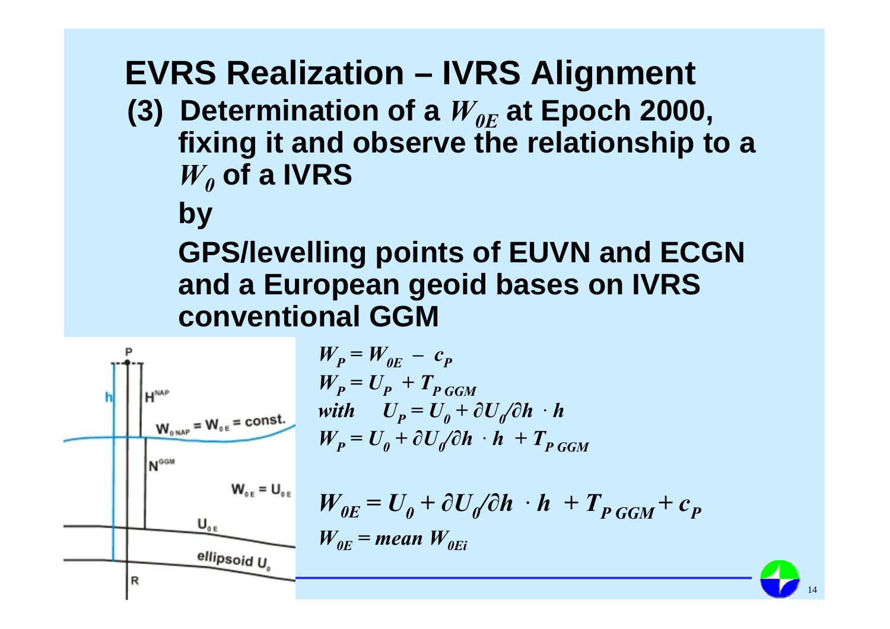# EVRS Realization – IVRS Alignment

**(3) Determination of a $W_{0E}$ at Epoch 2000, fixing it and observe the relationship to a $W_0$ of a IVRS**

**by**

**GPS/levelling points of EUVN and ECGN and a European geoid bases on IVRS conventional GGM**

P

h

$H^{NAP}$

$W_{0\,NAP} = W_{0E} = \text{const.}$

$N^{GGM}$

$W_{0E} = U_{0E}$

$U_{0E}$

ellipsoid $U_0$

R

$$W_P = W_{0E} - c_P$$

$$W_P = U_P + T_{P\,GGM}$$

$$\text{with} \quad U_P = U_0 + \partial U_0/\partial h \cdot h$$

$$W_P = U_0 + \partial U_0/\partial h \cdot h + T_{P\,GGM}$$

$$W_{0E} = U_0 + \partial U_0/\partial h \cdot h + T_{P\,GGM} + c_P$$

$$W_{0E} = \text{mean } W_{0Ei}$$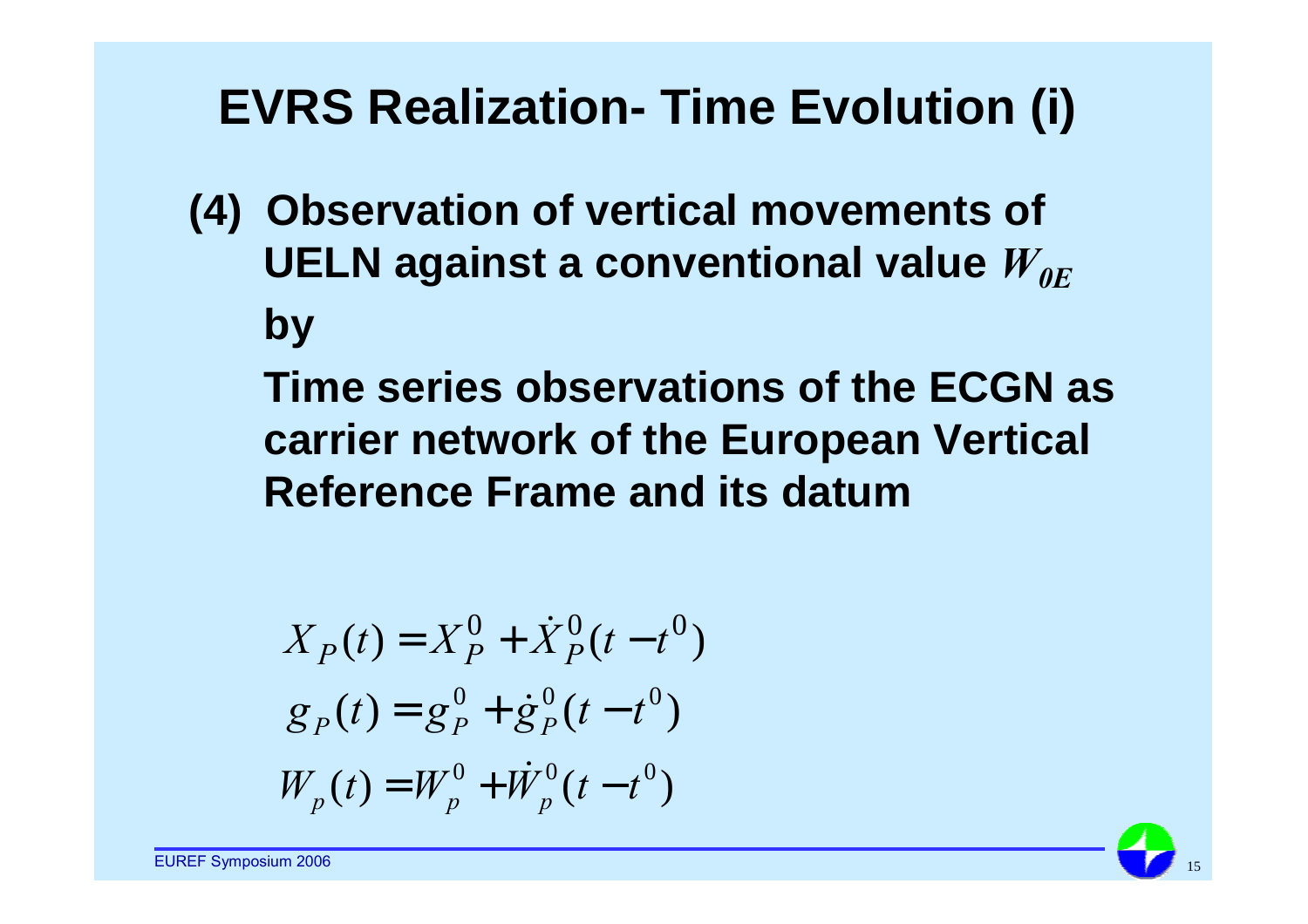# EVRS Realization- Time Evolution (i)

**(4) Observation of vertical movements of UELN against a conventional value $W_{0E}$ by**

**Time series observations of the ECGN as carrier network of the European Vertical Reference Frame and its datum**

$$X_P(t) = X_P^0 + \dot{X}_P^0 (t - t^0)$$

$$g_P(t) = g_P^0 + \dot{g}_P^0 (t - t^0)$$

$$W_p(t) = W_p^0 + \dot{W}_p^0 (t - t^0)$$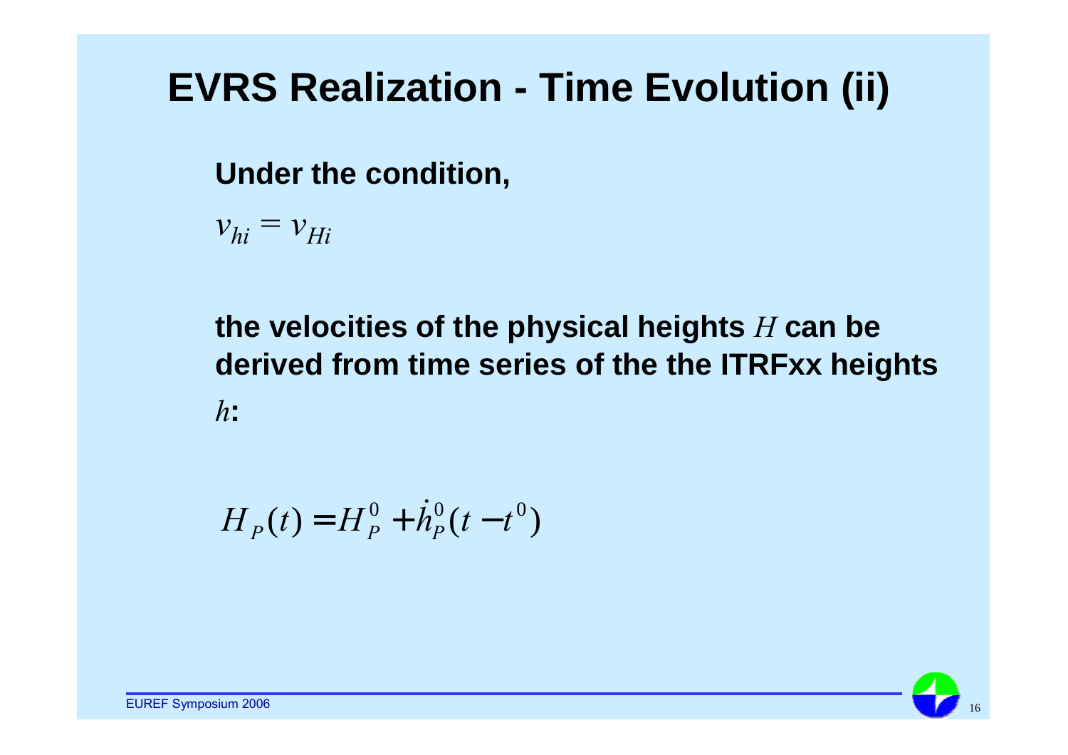# EVRS Realization - Time Evolution (ii)

**Under the condition,**

$$v_{hi} = v_{Hi}$$

**the velocities of the physical heights $H$ can be derived from time series of the the ITRFxx heights $h$:**

$$H_P(t) = H_P^0 + \dot{h}_P^0 (t - t^0)$$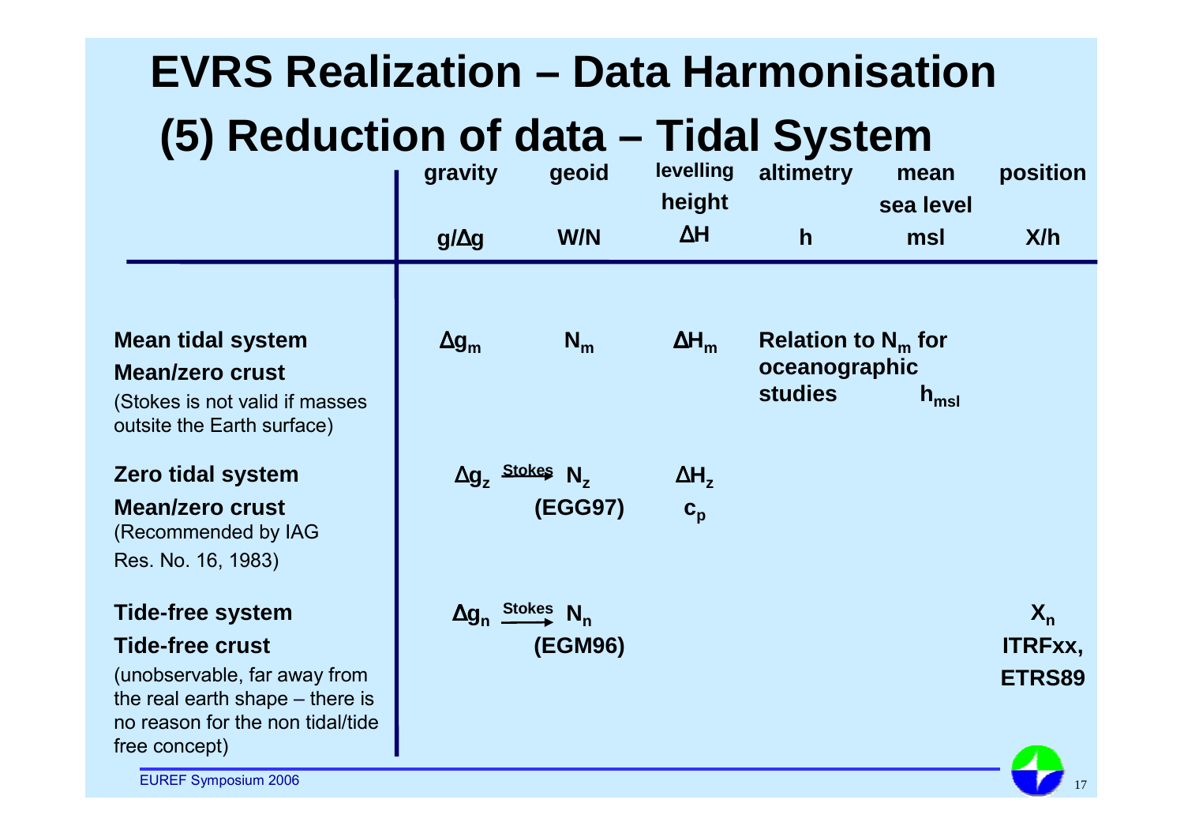# EVRS Realization – Data Harmonisation

## (5) Reduction of data – Tidal System

| | gravity<br>$g/\Delta g$ | geoid<br>W/N | levelling height<br>$\Delta H$ | altimetry<br>h | mean sea level<br>msl | position<br>X/h |
|---|---|---|---|---|---|---|
| **Mean tidal system**<br>**Mean/zero crust**<br>(Stokes is not valid if masses outsite the Earth surface) | $\Delta g_m$ | $N_m$ | $\Delta H_m$ | **Relation to $N_m$ for oceanographic studies** | $h_{msl}$ | |
| **Zero tidal system**<br>**Mean/zero crust**<br>(Recommended by IAG Res. No. 16, 1983) | $\Delta g_z \xrightarrow{\text{Stokes}}$ | $N_z$<br>**(EGG97)** | $\Delta H_z$<br>$c_p$ | | | |
| **Tide-free system**<br>**Tide-free crust**<br>(unobservable, far away from the real earth shape – there is no reason for the non tidal/tide free concept) | $\Delta g_n \xrightarrow{\text{Stokes}}$ | $N_n$<br>**(EGM96)** | | | | $X_n$<br>**ITRFxx,**<br>**ETRS89** |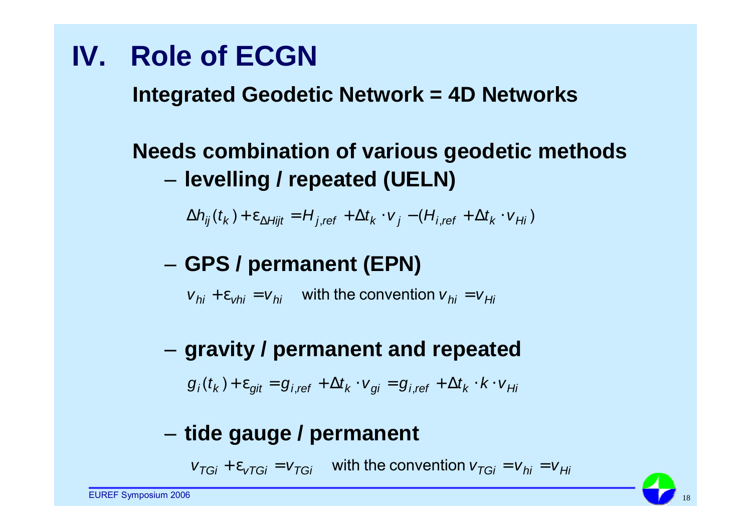# IV. Role of ECGN

**Integrated Geodetic Network = 4D Networks**

**Needs combination of various geodetic methods**

- **levelling / repeated (UELN)**

$$\Delta h_{ij}(t_k) + \varepsilon_{\Delta Hijt} = H_{j,ref} + \Delta t_k \cdot v_j - (H_{i,ref} + \Delta t_k \cdot v_{Hi})$$

- **GPS / permanent (EPN)**

$v_{hi} + \varepsilon_{vhi} = v_{hi}$ with the convention $v_{hi} = v_{Hi}$

- **gravity / permanent and repeated**

$$g_i(t_k) + \varepsilon_{git} = g_{i,ref} + \Delta t_k \cdot v_{gi} = g_{i,ref} + \Delta t_k \cdot k \cdot v_{Hi}$$

- **tide gauge / permanent**

$v_{TGi} + \varepsilon_{vTGi} = v_{TGi}$ with the convention $v_{TGi} = v_{hi} = v_{Hi}$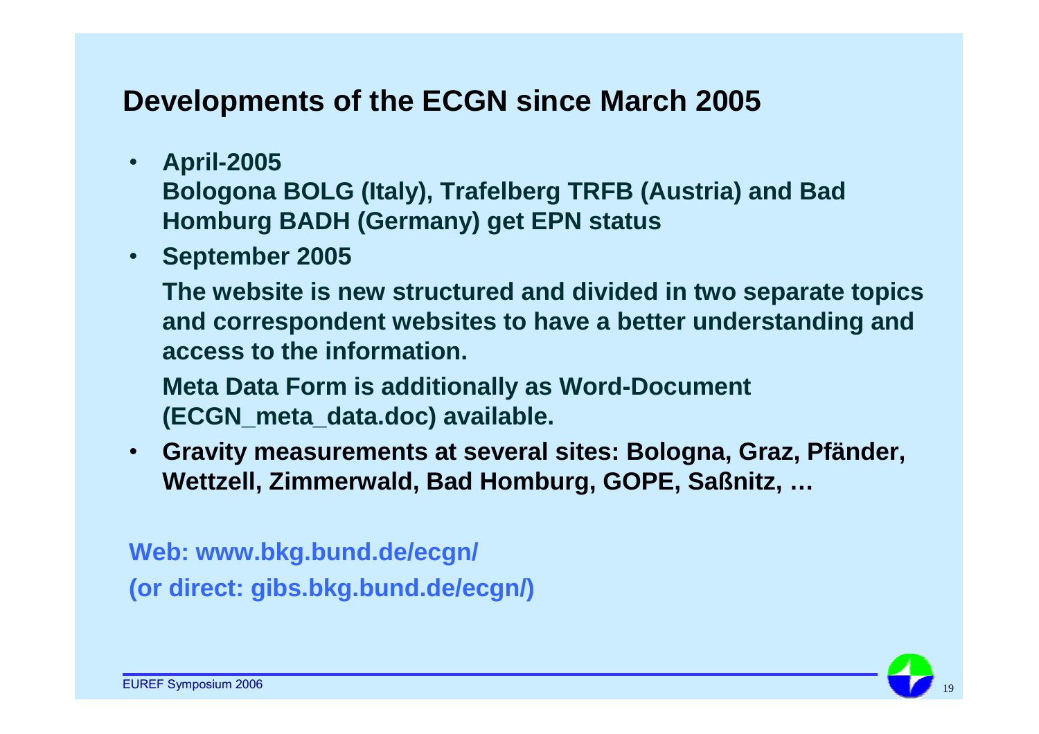## Developments of the ECGN since March 2005

- **April-2005**
  **Bologona BOLG (Italy), Trafelberg TRFB (Austria) and Bad Homburg BADH (Germany) get EPN status**
- **September 2005**
  **The website is new structured and divided in two separate topics and correspondent websites to have a better understanding and access to the information.**
  **Meta Data Form is additionally as Word-Document (ECGN_meta_data.doc) available.**
- **Gravity measurements at several sites: Bologna, Graz, Pfänder, Wettzell, Zimmerwald, Bad Homburg, GOPE, Saßnitz, …**

**Web: www.bkg.bund.de/ecgn/**
**(or direct: gibs.bkg.bund.de/ecgn/)**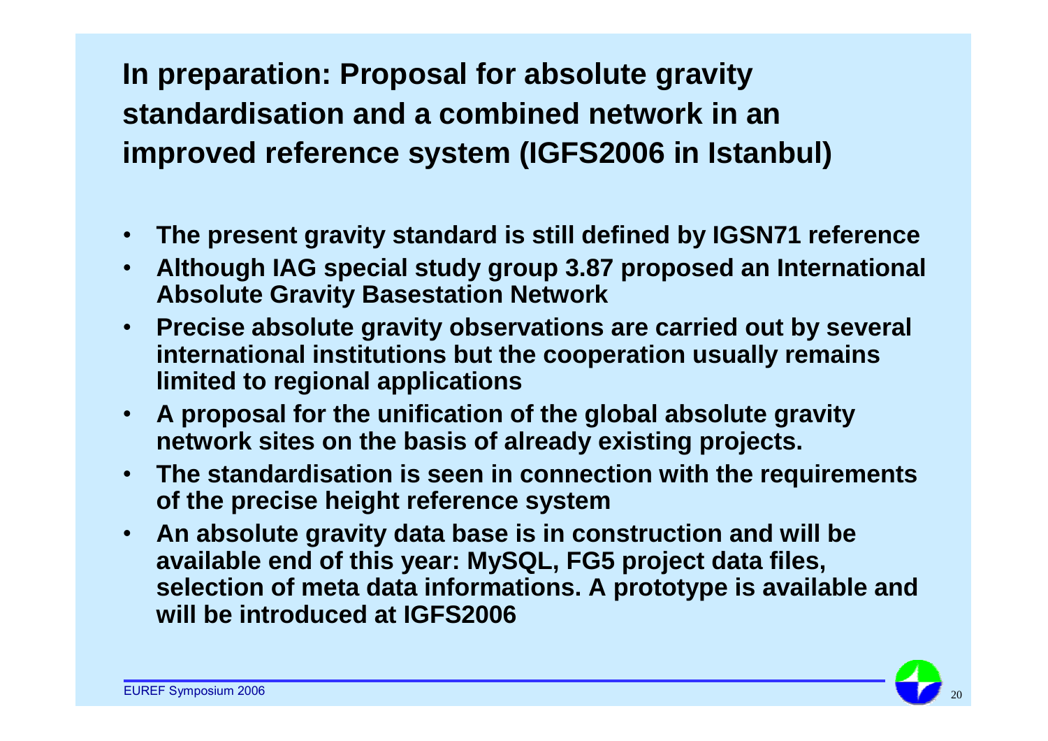# In preparation: Proposal for absolute gravity standardisation and a combined network in an improved reference system (IGFS2006 in Istanbul)

- **The present gravity standard is still defined by IGSN71 reference**
- **Although IAG special study group 3.87 proposed an International Absolute Gravity Basestation Network**
- **Precise absolute gravity observations are carried out by several international institutions but the cooperation usually remains limited to regional applications**
- **A proposal for the unification of the global absolute gravity network sites on the basis of already existing projects.**
- **The standardisation is seen in connection with the requirements of the precise height reference system**
- **An absolute gravity data base is in construction and will be available end of this year: MySQL, FG5 project data files, selection of meta data informations. A prototype is available and will be introduced at IGFS2006**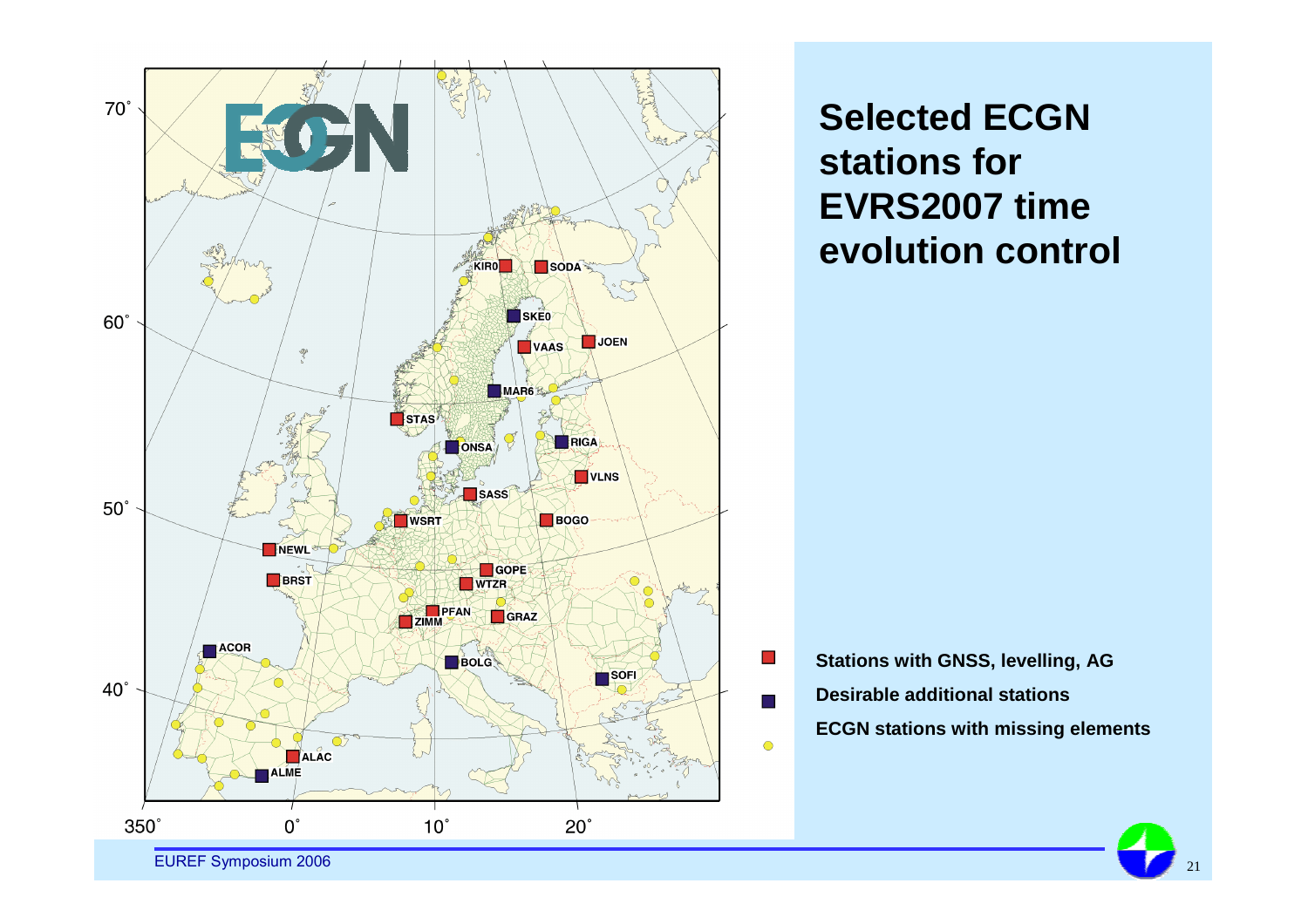# Selected ECGN stations for EVRS2007 time evolution control

ECGN

70˚

60˚

50˚

40˚

350˚

0˚

10˚

20˚

KIR0 SODA SKE0 VAAS JOEN MAR6 STAS ONSA RIGA VLNS SASS WSRT BOGO NEWL GOPE BRST WTZR PFAN GRAZ ZIMM ACOR BOLG SOFI ALAC ALME

- Stations with GNSS, levelling, AG
- Desirable additional stations
- ECGN stations with missing elements

EUREF Symposium 2006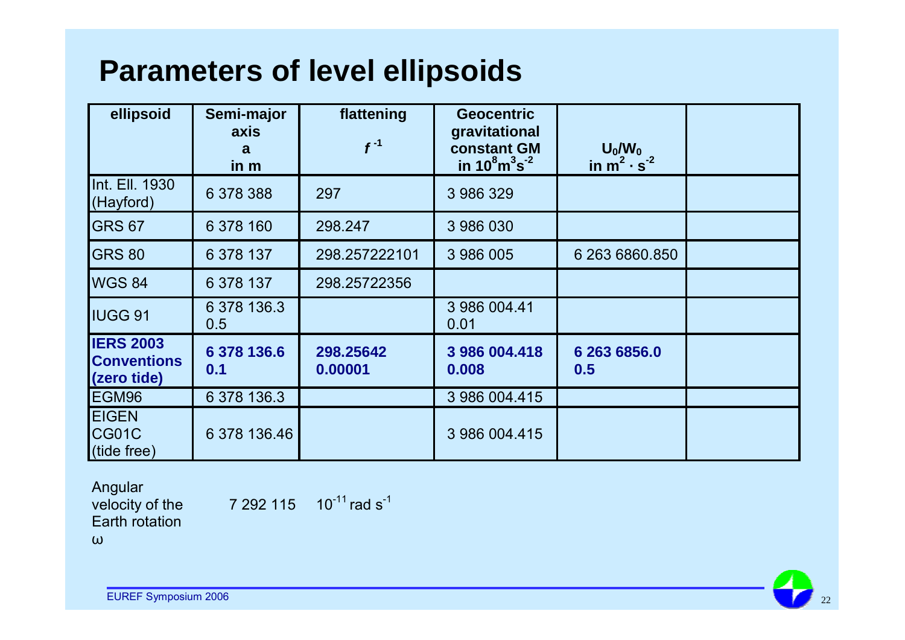# Parameters of level ellipsoids

| ellipsoid | Semi-major axis a in m | flattening $f^{-1}$ | Geocentric gravitational constant GM in $10^8 m^3 s^{-2}$ | $U_0/W_0$ in $m^2 \cdot s^{-2}$ | |
|---|---|---|---|---|---|
| Int. Ell. 1930 (Hayford) | 6 378 388 | 297 | 3 986 329 | | |
| GRS 67 | 6 378 160 | 298.247 | 3 986 030 | | |
| GRS 80 | 6 378 137 | 298.257222101 | 3 986 005 | 6 263 6860.850 | |
| WGS 84 | 6 378 137 | 298.25722356 | | | |
| IUGG 91 | 6 378 136.3 0.5 | | 3 986 004.41 0.01 | | |
| **IERS 2003 Conventions (zero tide)** | **6 378 136.6 0.1** | **298.25642 0.00001** | **3 986 004.418 0.008** | **6 263 6856.0 0.5** | |
| EGM96 | 6 378 136.3 | | 3 986 004.415 | | |
| EIGEN CG01C (tide free) | 6 378 136.46 | | 3 986 004.415 | | |

Angular velocity of the Earth rotation ω    7 292 115    $10^{-11}$ rad $s^{-1}$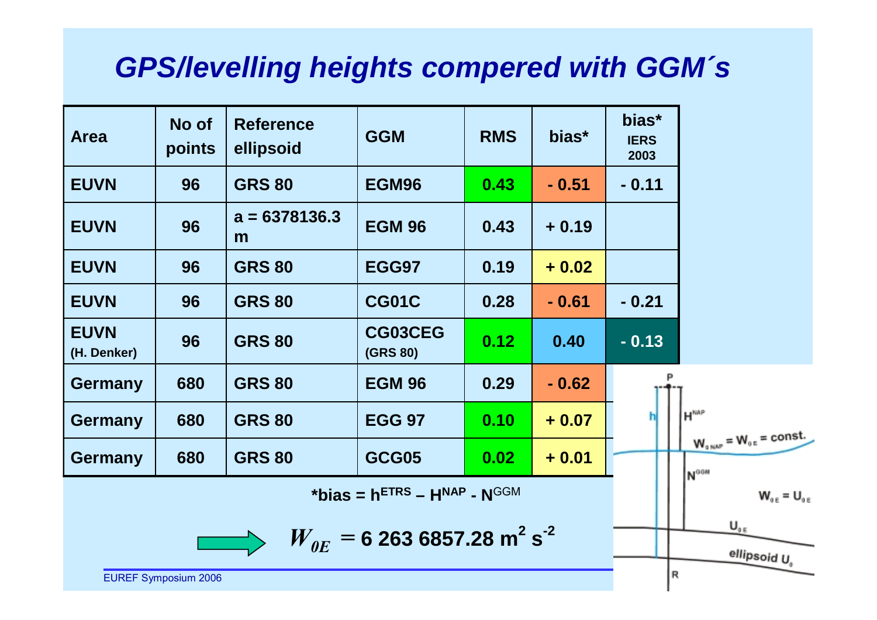# GPS/levelling heights compered with GGM´s

| Area | No of points | Reference ellipsoid | GGM | RMS | bias* | bias* IERS 2003 |
|---|---|---|---|---|---|---|
| EUVN | 96 | GRS 80 | EGM96 | 0.43 | - 0.51 | - 0.11 |
| EUVN | 96 | a = 6378136.3 m | EGM 96 | 0.43 | + 0.19 | |
| EUVN | 96 | GRS 80 | EGG97 | 0.19 | + 0.02 | |
| EUVN | 96 | GRS 80 | CG01C | 0.28 | - 0.61 | - 0.21 |
| EUVN (H. Denker) | 96 | GRS 80 | CG03CEG (GRS 80) | 0.12 | 0.40 | - 0.13 |
| Germany | 680 | GRS 80 | EGM 96 | 0.29 | - 0.62 | |
| Germany | 680 | GRS 80 | EGG 97 | 0.10 | + 0.07 | |
| Germany | 680 | GRS 80 | GCG05 | 0.02 | + 0.01 | |

*bias = $h^{ETRS} - H^{NAP} - N^{GGM}$

$$W_{0E} = 6\ 263\ 6857.28\ m^2\ s^{-2}$$

P

h

$H^{NAP}$

$W_{0\,NAP} = W_{0E} = const.$

$N^{GGM}$

$W_{0E} = U_{0E}$

$U_{0E}$

ellipsoid $U_0$

R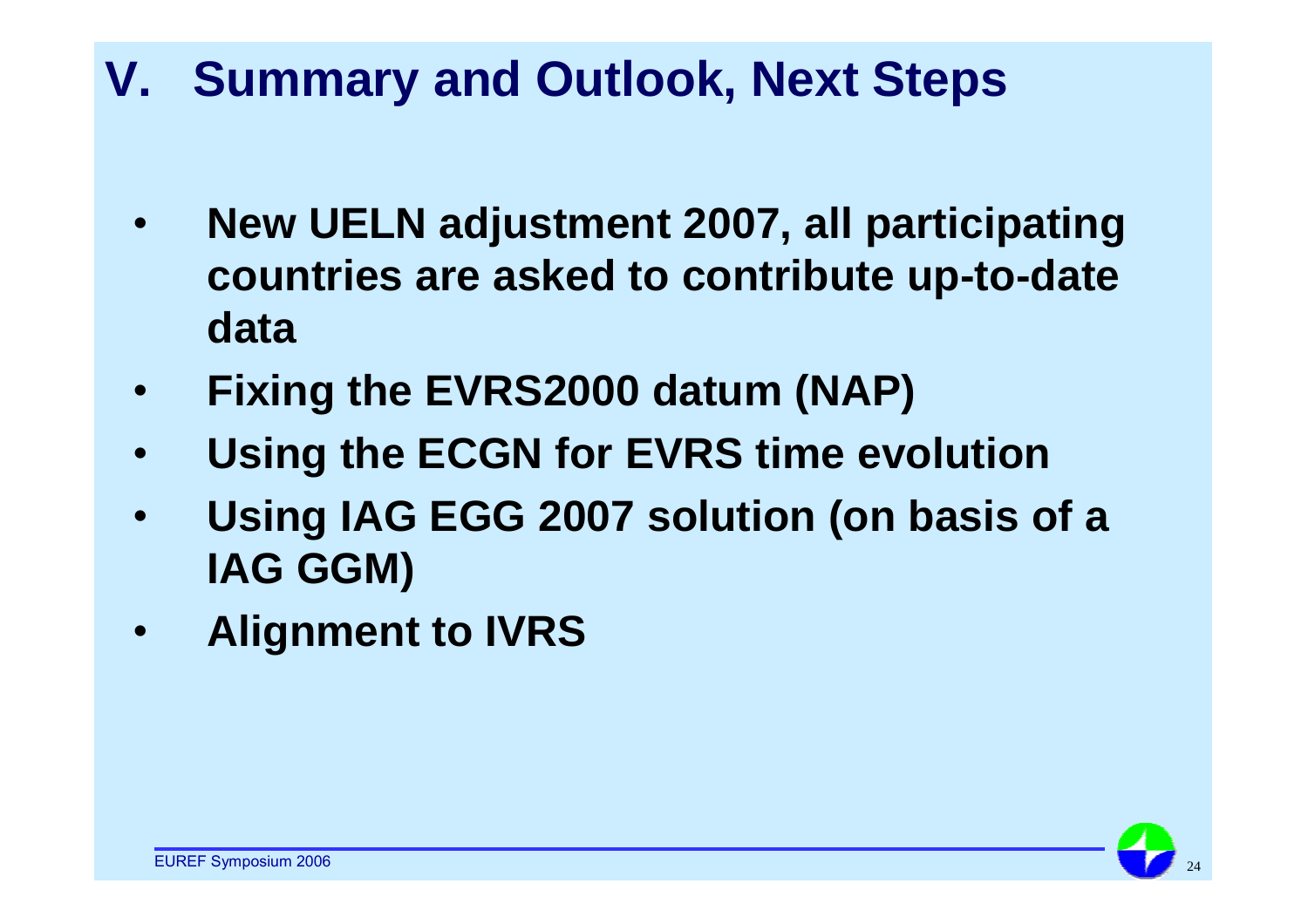# V. Summary and Outlook, Next Steps

- **New UELN adjustment 2007, all participating countries are asked to contribute up-to-date data**
- **Fixing the EVRS2000 datum (NAP)**
- **Using the ECGN for EVRS time evolution**
- **Using IAG EGG 2007 solution (on basis of a IAG GGM)**
- **Alignment to IVRS**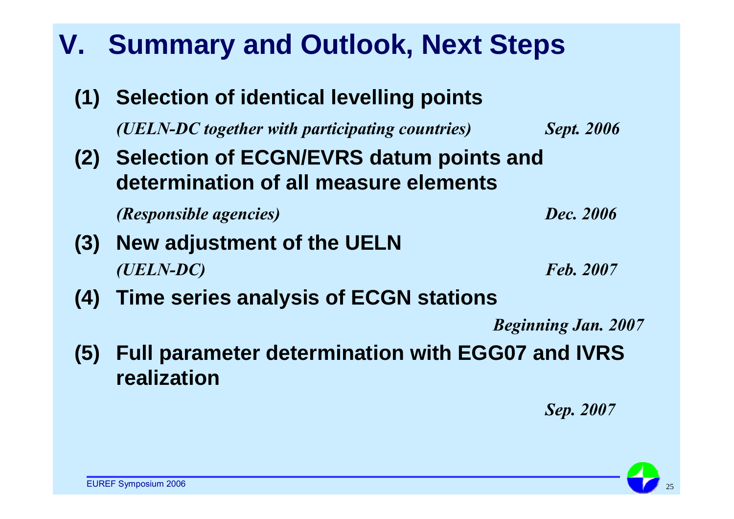# V. Summary and Outlook, Next Steps

**(1) Selection of identical levelling points**

*(UELN-DC together with participating countries)* ***Sept. 2006***

**(2) Selection of ECGN/EVRS datum points and determination of all measure elements**

*(Responsible agencies)* ***Dec. 2006***

**(3) New adjustment of the UELN**

*(UELN-DC)* ***Feb. 2007***

**(4) Time series analysis of ECGN stations**

***Beginning Jan. 2007***

**(5) Full parameter determination with EGG07 and IVRS realization**

***Sep. 2007***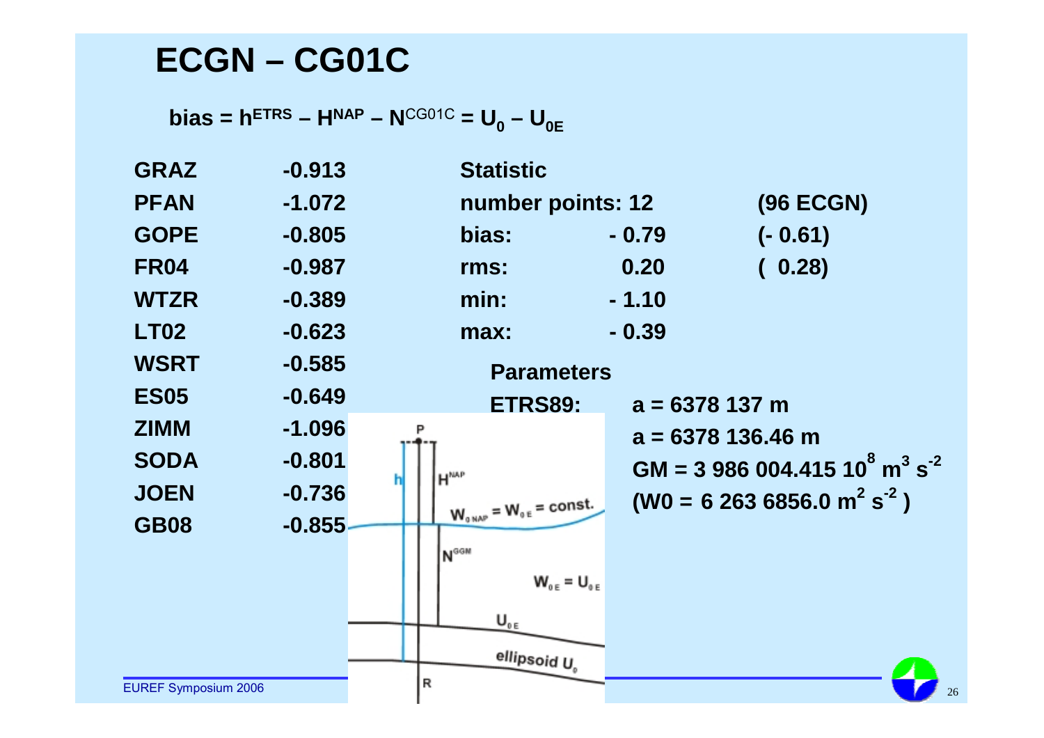# ECGN – CG01C

$$\text{bias} = h^{ETRS} - H^{NAP} - N^{CG01C} = U_0 - U_{0E}$$

| | |
|---|---|
| **GRAZ** | **-0.913** |
| **PFAN** | **-1.072** |
| **GOPE** | **-0.805** |
| **FR04** | **-0.987** |
| **WTZR** | **-0.389** |
| **LT02** | **-0.623** |
| **WSRT** | **-0.585** |
| **ES05** | **-0.649** |
| **ZIMM** | **-1.096** |
| **SODA** | **-0.801** |
| **JOEN** | **-0.736** |
| **GB08** | **-0.855** |

**Statistic**

| | | |
|---|---|---|
| **number points: 12** | | **(96 ECGN)** |
| **bias:** | **- 0.79** | **(- 0.61)** |
| **rms:** | **0.20** | **( 0.28)** |
| **min:** | **- 1.10** | |
| **max:** | **- 0.39** | |

**Parameters**

**ETRS89:** **a = 6378 137 m**

**a = 6378 136.46 m**

**GM = 3 986 004.415 $10^8$ $m^3$ $s^{-2}$**

**(W0 = 6 263 6856.0 $m^2$ $s^{-2}$ )**

P

h

$H^{NAP}$

$W_{0\,NAP} = W_{0\,E} = \text{const.}$

$N^{GGM}$

$W_{0E} = U_{0E}$

$U_{0E}$

ellipsoid $U_0$

R

EUREF Symposium 2006